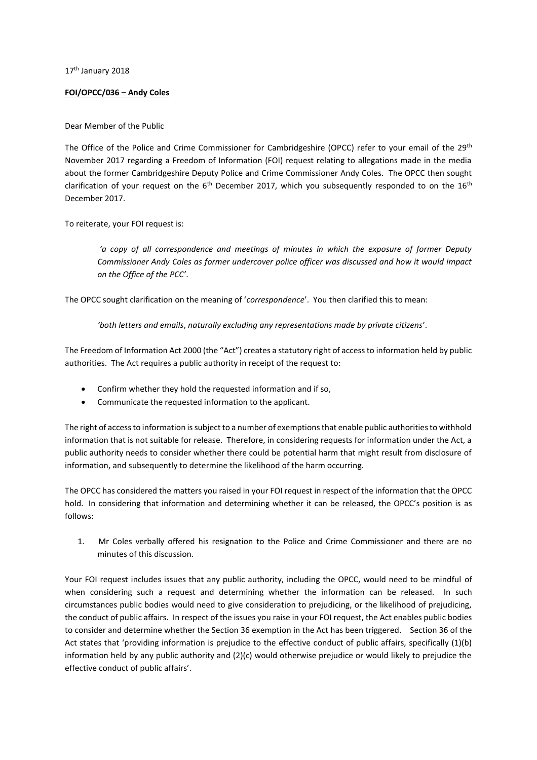17th January 2018

**FOI/OPCC/036 – Andy Coles**

Dear Member of the Public

The Office of the Police and Crime Commissioner for Cambridgeshire (OPCC) refer to your email of the 29th November 2017 regarding a Freedom of Information (FOI) request relating to allegations made in the media about the former Cambridgeshire Deputy Police and Crime Commissioner Andy Coles. The OPCC then sought clarification of your request on the 6th December 2017, which you subsequently responded to on the 16th December 2017.

To reiterate, your FOI request is:

> *'a copy of all correspondence and meetings of minutes in which the exposure of former Deputy Commissioner Andy Coles as former undercover police officer was discussed and how it would impact on the Office of the PCC'*.

The OPCC sought clarification on the meaning of '*correspondence*'. You then clarified this to mean:

> *'both letters and emails*, *naturally excluding any representations made by private citizens*'.

The Freedom of Information Act 2000 (the "Act") creates a statutory right of access to information held by public authorities. The Act requires a public authority in receipt of the request to:

- Confirm whether they hold the requested information and if so,
- Communicate the requested information to the applicant.

The right of access to information is subject to a number of exemptions that enable public authorities to withhold information that is not suitable for release. Therefore, in considering requests for information under the Act, a public authority needs to consider whether there could be potential harm that might result from disclosure of information, and subsequently to determine the likelihood of the harm occurring.

The OPCC has considered the matters you raised in your FOI request in respect of the information that the OPCC hold. In considering that information and determining whether it can be released, the OPCC's position is as follows:

1. Mr Coles verbally offered his resignation to the Police and Crime Commissioner and there are no minutes of this discussion.

Your FOI request includes issues that any public authority, including the OPCC, would need to be mindful of when considering such a request and determining whether the information can be released. In such circumstances public bodies would need to give consideration to prejudicing, or the likelihood of prejudicing, the conduct of public affairs. In respect of the issues you raise in your FOI request, the Act enables public bodies to consider and determine whether the Section 36 exemption in the Act has been triggered. Section 36 of the Act states that 'providing information is prejudice to the effective conduct of public affairs, specifically (1)(b) information held by any public authority and (2)(c) would otherwise prejudice or would likely to prejudice the effective conduct of public affairs'.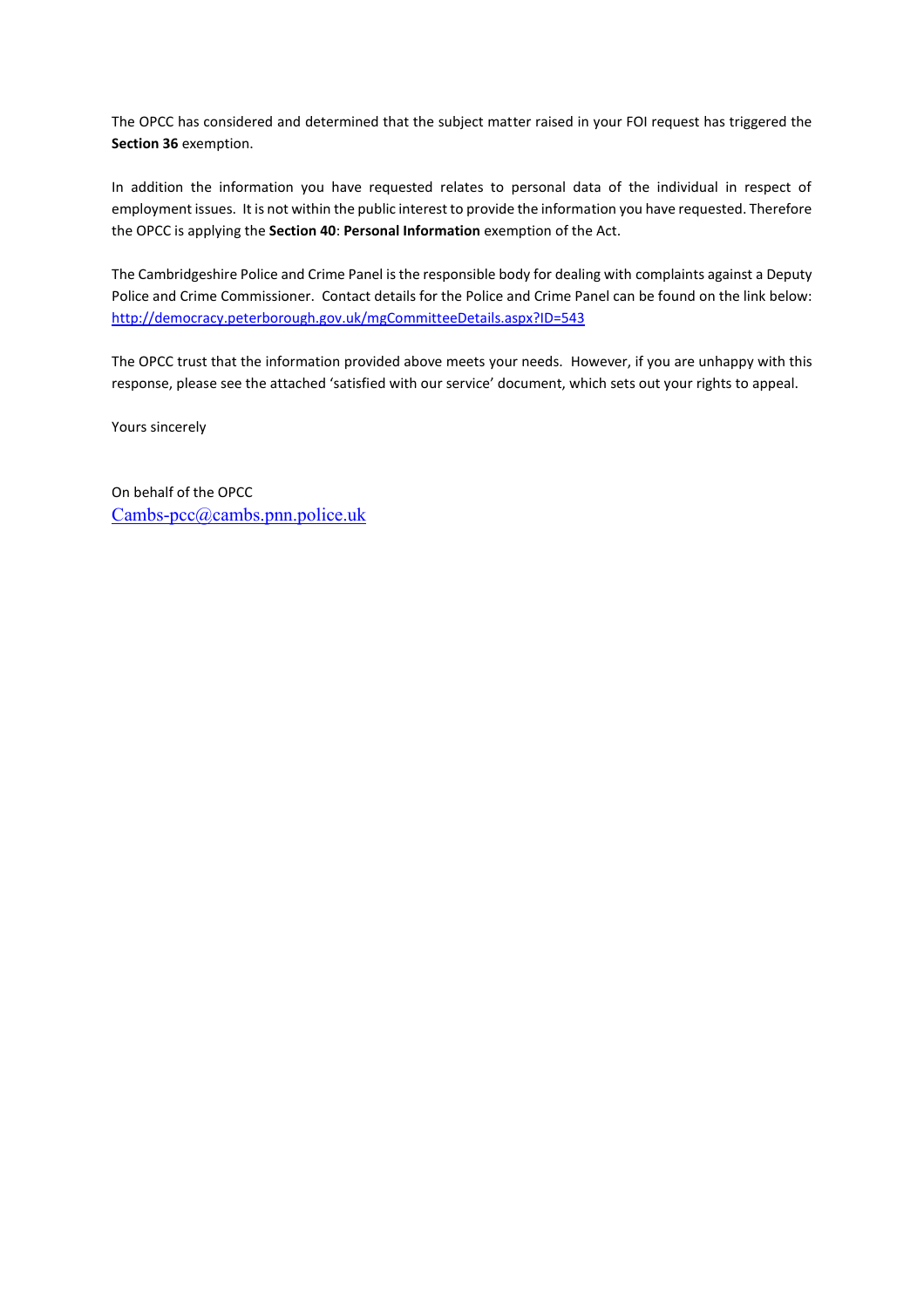The OPCC has considered and determined that the subject matter raised in your FOI request has triggered the **Section 36** exemption.

In addition the information you have requested relates to personal data of the individual in respect of employment issues. It is not within the public interest to provide the information you have requested. Therefore the OPCC is applying the **Section 40**: **Personal Information** exemption of the Act.

The Cambridgeshire Police and Crime Panel is the responsible body for dealing with complaints against a Deputy Police and Crime Commissioner. Contact details for the Police and Crime Panel can be found on the link below: http://democracy.peterborough.gov.uk/mgCommitteeDetails.aspx?ID=543

The OPCC trust that the information provided above meets your needs. However, if you are unhappy with this response, please see the attached 'satisfied with our service' document, which sets out your rights to appeal.

Yours sincerely

On behalf of the OPCC
Cambs-pcc@cambs.pnn.police.uk